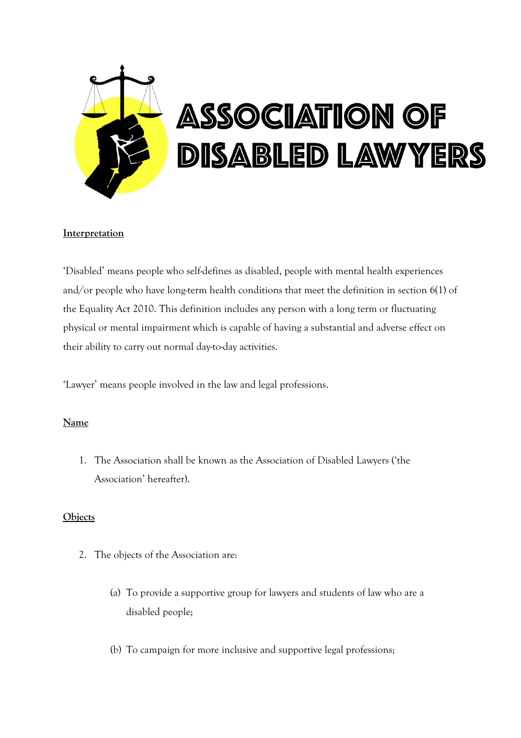# ASSOCIATION OF DISABLED LAWYERS

## Interpretation

'Disabled' means people who self-defines as disabled, people with mental health experiences and/or people who have long-term health conditions that meet the definition in section 6(1) of the Equality Act 2010. This definition includes any person with a long term or fluctuating physical or mental impairment which is capable of having a substantial and adverse effect on their ability to carry out normal day-to-day activities.

'Lawyer' means people involved in the law and legal professions.

## Name

1. The Association shall be known as the Association of Disabled Lawyers ('the Association' hereafter).

## Objects

2. The objects of the Association are:

   (a) To provide a supportive group for lawyers and students of law who are a disabled people;

   (b) To campaign for more inclusive and supportive legal professions;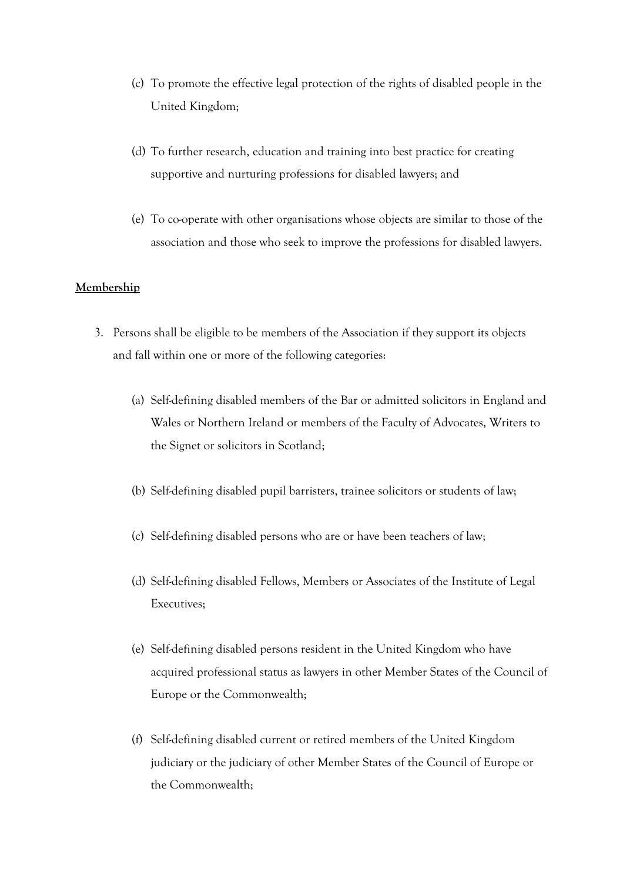(c) To promote the effective legal protection of the rights of disabled people in the United Kingdom;

(d) To further research, education and training into best practice for creating supportive and nurturing professions for disabled lawyers; and

(e) To co-operate with other organisations whose objects are similar to those of the association and those who seek to improve the professions for disabled lawyers.

**Membership**

3. Persons shall be eligible to be members of the Association if they support its objects and fall within one or more of the following categories:

   (a) Self-defining disabled members of the Bar or admitted solicitors in England and Wales or Northern Ireland or members of the Faculty of Advocates, Writers to the Signet or solicitors in Scotland;

   (b) Self-defining disabled pupil barristers, trainee solicitors or students of law;

   (c) Self-defining disabled persons who are or have been teachers of law;

   (d) Self-defining disabled Fellows, Members or Associates of the Institute of Legal Executives;

   (e) Self-defining disabled persons resident in the United Kingdom who have acquired professional status as lawyers in other Member States of the Council of Europe or the Commonwealth;

   (f) Self-defining disabled current or retired members of the United Kingdom judiciary or the judiciary of other Member States of the Council of Europe or the Commonwealth;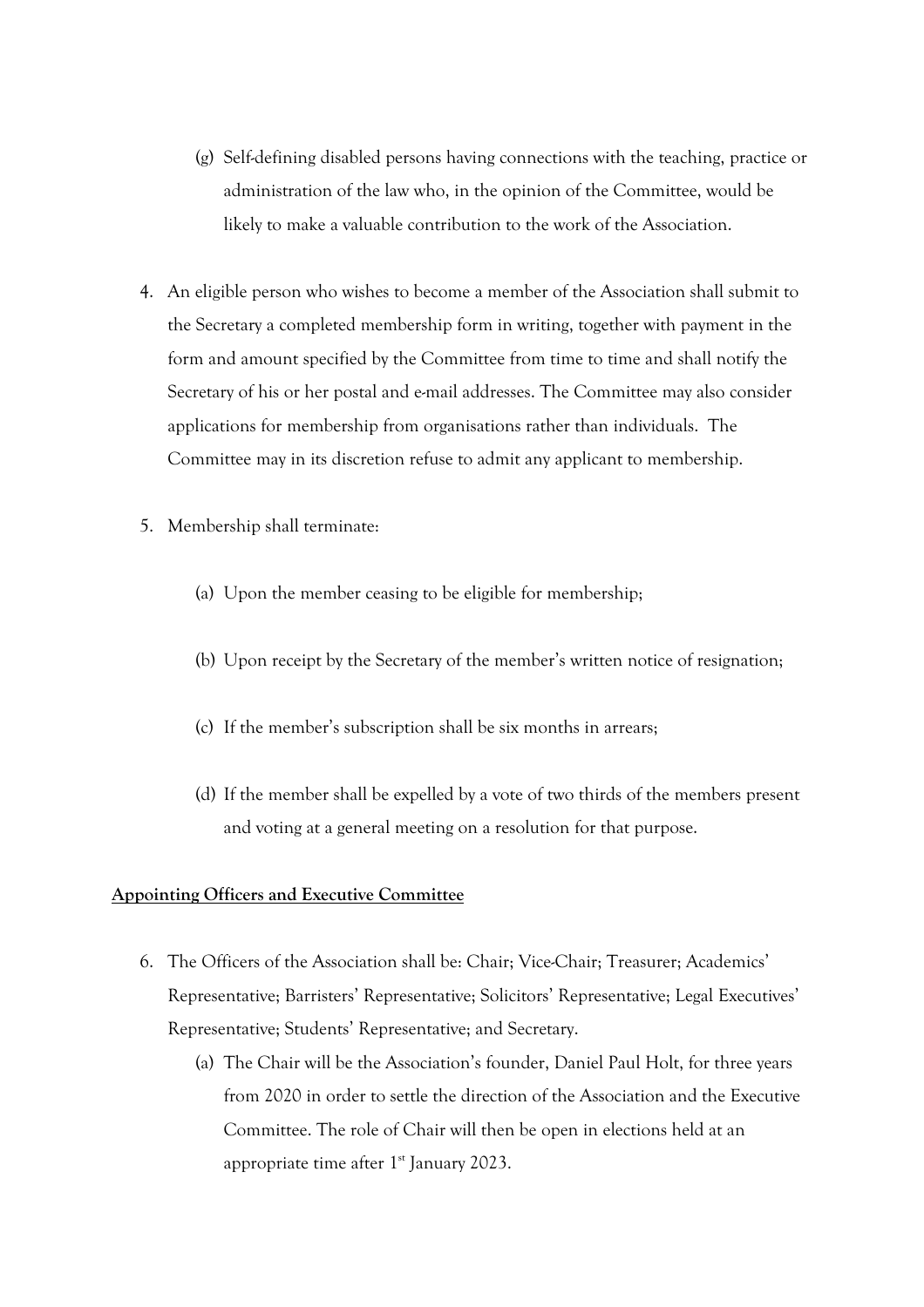(g) Self-defining disabled persons having connections with the teaching, practice or administration of the law who, in the opinion of the Committee, would be likely to make a valuable contribution to the work of the Association.

4. An eligible person who wishes to become a member of the Association shall submit to the Secretary a completed membership form in writing, together with payment in the form and amount specified by the Committee from time to time and shall notify the Secretary of his or her postal and e-mail addresses. The Committee may also consider applications for membership from organisations rather than individuals. The Committee may in its discretion refuse to admit any applicant to membership.

5. Membership shall terminate:

   (a) Upon the member ceasing to be eligible for membership;

   (b) Upon receipt by the Secretary of the member's written notice of resignation;

   (c) If the member's subscription shall be six months in arrears;

   (d) If the member shall be expelled by a vote of two thirds of the members present and voting at a general meeting on a resolution for that purpose.

**Appointing Officers and Executive Committee**

6. The Officers of the Association shall be: Chair; Vice-Chair; Treasurer; Academics' Representative; Barristers' Representative; Solicitors' Representative; Legal Executives' Representative; Students' Representative; and Secretary.

   (a) The Chair will be the Association's founder, Daniel Paul Holt, for three years from 2020 in order to settle the direction of the Association and the Executive Committee. The role of Chair will then be open in elections held at an appropriate time after 1st January 2023.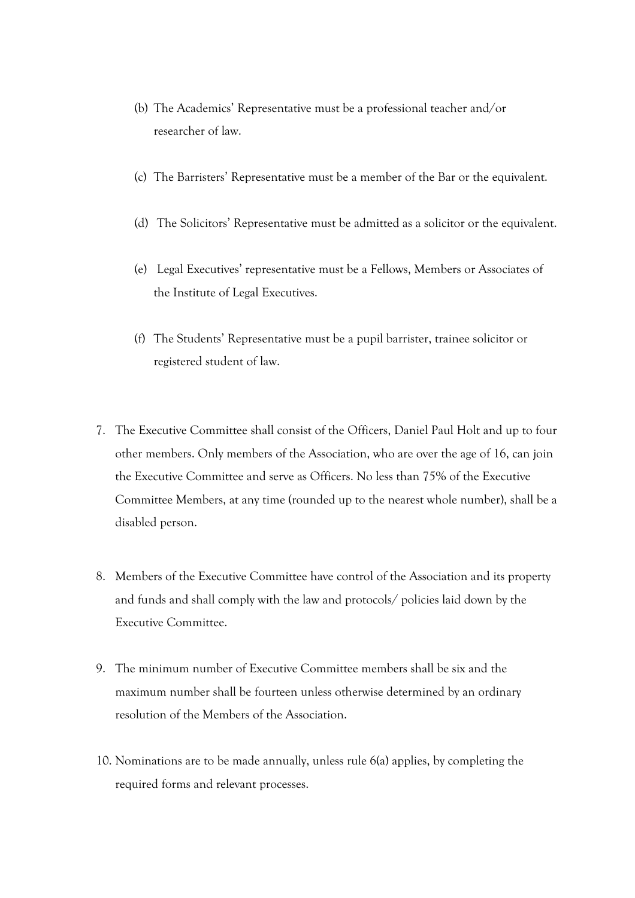(b) The Academics' Representative must be a professional teacher and/or researcher of law.

(c) The Barristers' Representative must be a member of the Bar or the equivalent.

(d) The Solicitors' Representative must be admitted as a solicitor or the equivalent.

(e) Legal Executives' representative must be a Fellows, Members or Associates of the Institute of Legal Executives.

(f) The Students' Representative must be a pupil barrister, trainee solicitor or registered student of law.

7. The Executive Committee shall consist of the Officers, Daniel Paul Holt and up to four other members. Only members of the Association, who are over the age of 16, can join the Executive Committee and serve as Officers. No less than 75% of the Executive Committee Members, at any time (rounded up to the nearest whole number), shall be a disabled person.

8. Members of the Executive Committee have control of the Association and its property and funds and shall comply with the law and protocols/ policies laid down by the Executive Committee.

9. The minimum number of Executive Committee members shall be six and the maximum number shall be fourteen unless otherwise determined by an ordinary resolution of the Members of the Association.

10. Nominations are to be made annually, unless rule 6(a) applies, by completing the required forms and relevant processes.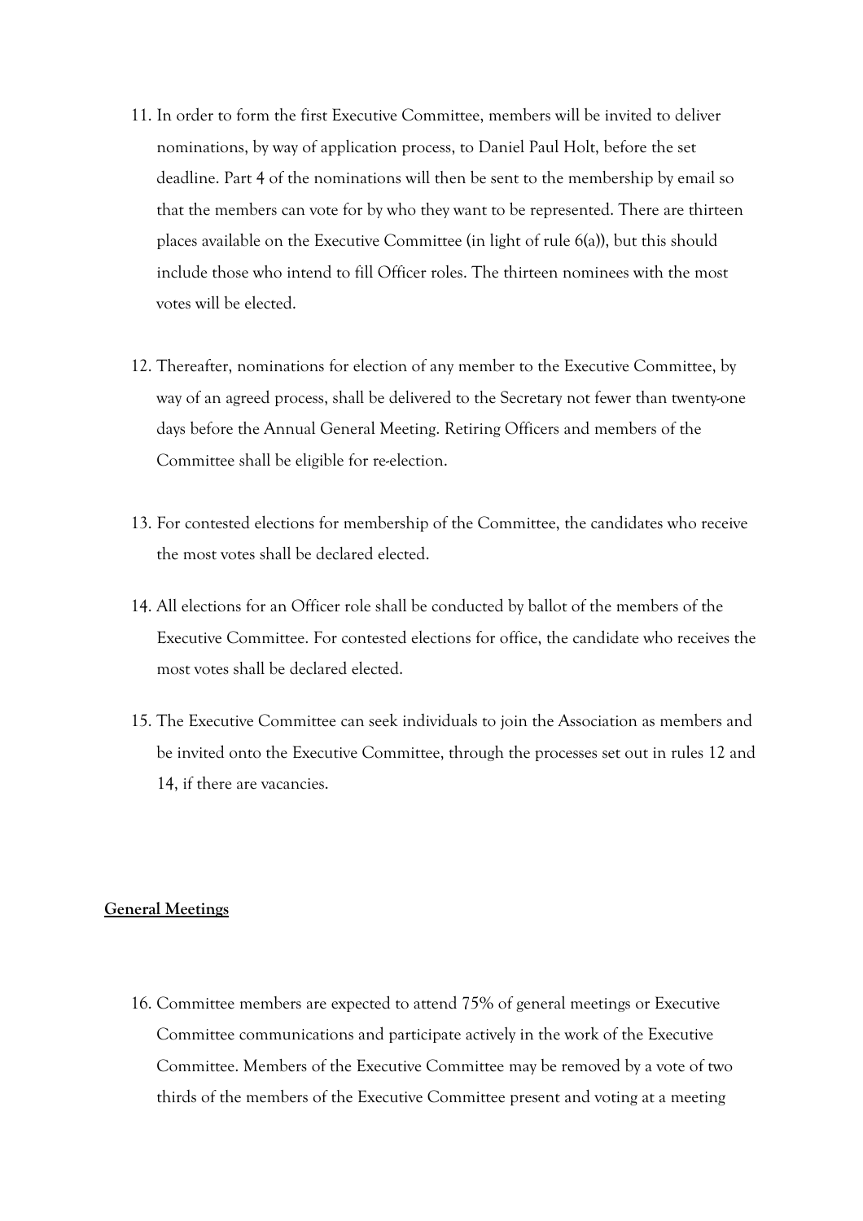11. In order to form the first Executive Committee, members will be invited to deliver nominations, by way of application process, to Daniel Paul Holt, before the set deadline. Part 4 of the nominations will then be sent to the membership by email so that the members can vote for by who they want to be represented. There are thirteen places available on the Executive Committee (in light of rule 6(a)), but this should include those who intend to fill Officer roles. The thirteen nominees with the most votes will be elected.

12. Thereafter, nominations for election of any member to the Executive Committee, by way of an agreed process, shall be delivered to the Secretary not fewer than twenty-one days before the Annual General Meeting. Retiring Officers and members of the Committee shall be eligible for re-election.

13. For contested elections for membership of the Committee, the candidates who receive the most votes shall be declared elected.

14. All elections for an Officer role shall be conducted by ballot of the members of the Executive Committee. For contested elections for office, the candidate who receives the most votes shall be declared elected.

15. The Executive Committee can seek individuals to join the Association as members and be invited onto the Executive Committee, through the processes set out in rules 12 and 14, if there are vacancies.

**General Meetings**

16. Committee members are expected to attend 75% of general meetings or Executive Committee communications and participate actively in the work of the Executive Committee. Members of the Executive Committee may be removed by a vote of two thirds of the members of the Executive Committee present and voting at a meeting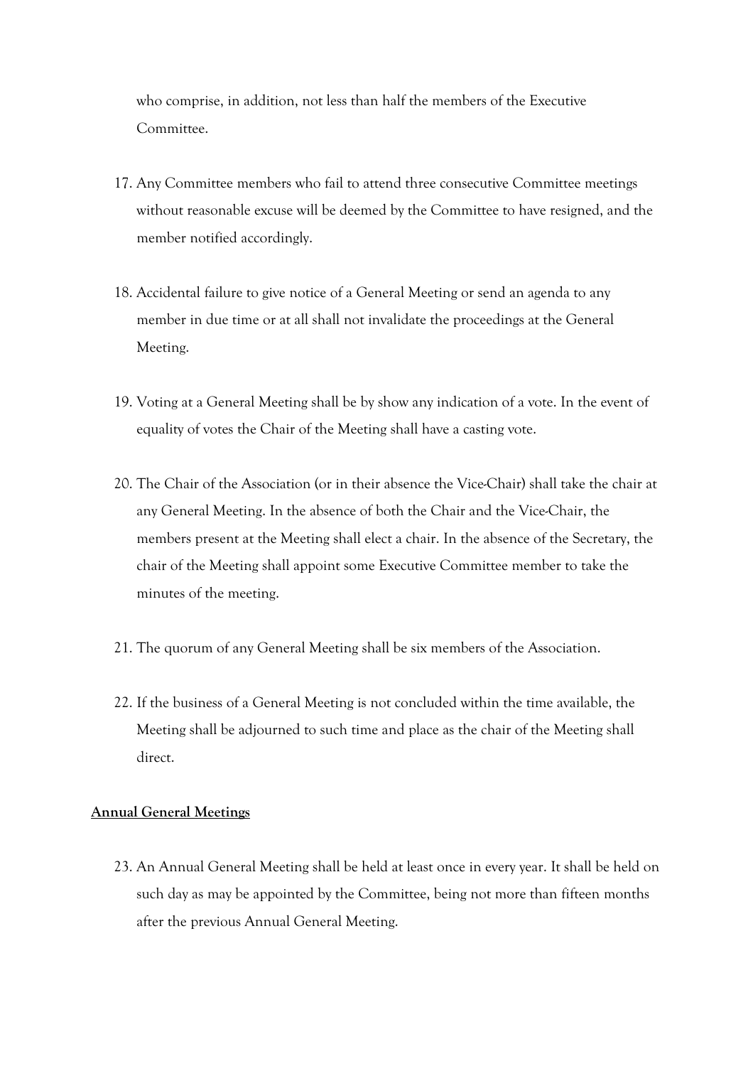who comprise, in addition, not less than half the members of the Executive Committee.

17. Any Committee members who fail to attend three consecutive Committee meetings without reasonable excuse will be deemed by the Committee to have resigned, and the member notified accordingly.

18. Accidental failure to give notice of a General Meeting or send an agenda to any member in due time or at all shall not invalidate the proceedings at the General Meeting.

19. Voting at a General Meeting shall be by show any indication of a vote. In the event of equality of votes the Chair of the Meeting shall have a casting vote.

20. The Chair of the Association (or in their absence the Vice-Chair) shall take the chair at any General Meeting. In the absence of both the Chair and the Vice-Chair, the members present at the Meeting shall elect a chair. In the absence of the Secretary, the chair of the Meeting shall appoint some Executive Committee member to take the minutes of the meeting.

21. The quorum of any General Meeting shall be six members of the Association.

22. If the business of a General Meeting is not concluded within the time available, the Meeting shall be adjourned to such time and place as the chair of the Meeting shall direct.

**Annual General Meetings**

23. An Annual General Meeting shall be held at least once in every year. It shall be held on such day as may be appointed by the Committee, being not more than fifteen months after the previous Annual General Meeting.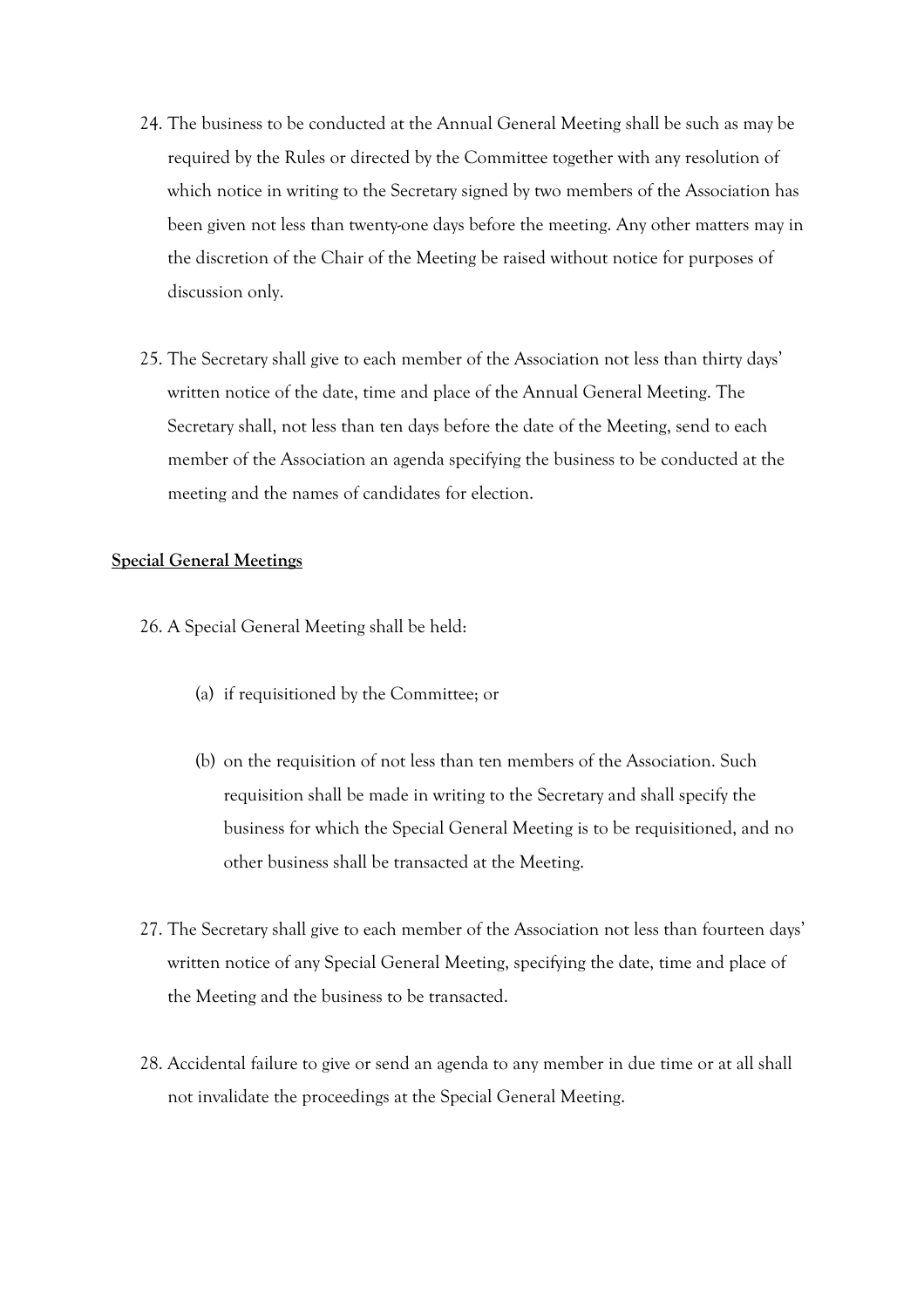24. The business to be conducted at the Annual General Meeting shall be such as may be required by the Rules or directed by the Committee together with any resolution of which notice in writing to the Secretary signed by two members of the Association has been given not less than twenty-one days before the meeting. Any other matters may in the discretion of the Chair of the Meeting be raised without notice for purposes of discussion only.

25. The Secretary shall give to each member of the Association not less than thirty days' written notice of the date, time and place of the Annual General Meeting. The Secretary shall, not less than ten days before the date of the Meeting, send to each member of the Association an agenda specifying the business to be conducted at the meeting and the names of candidates for election.

**Special General Meetings**

26. A Special General Meeting shall be held:

    (a) if requisitioned by the Committee; or

    (b) on the requisition of not less than ten members of the Association. Such requisition shall be made in writing to the Secretary and shall specify the business for which the Special General Meeting is to be requisitioned, and no other business shall be transacted at the Meeting.

27. The Secretary shall give to each member of the Association not less than fourteen days' written notice of any Special General Meeting, specifying the date, time and place of the Meeting and the business to be transacted.

28. Accidental failure to give or send an agenda to any member in due time or at all shall not invalidate the proceedings at the Special General Meeting.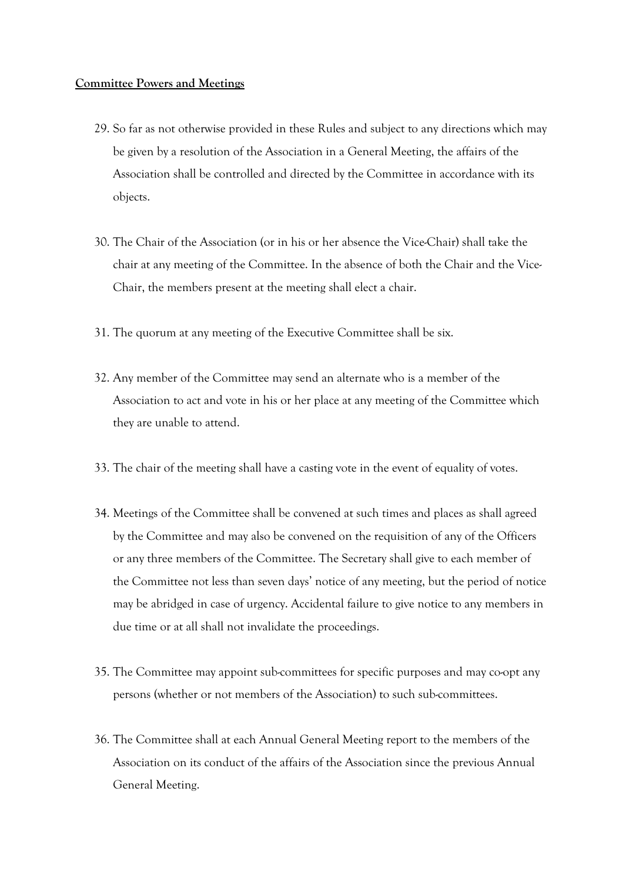**Committee Powers and Meetings**

29. So far as not otherwise provided in these Rules and subject to any directions which may be given by a resolution of the Association in a General Meeting, the affairs of the Association shall be controlled and directed by the Committee in accordance with its objects.

30. The Chair of the Association (or in his or her absence the Vice-Chair) shall take the chair at any meeting of the Committee. In the absence of both the Chair and the Vice-Chair, the members present at the meeting shall elect a chair.

31. The quorum at any meeting of the Executive Committee shall be six.

32. Any member of the Committee may send an alternate who is a member of the Association to act and vote in his or her place at any meeting of the Committee which they are unable to attend.

33. The chair of the meeting shall have a casting vote in the event of equality of votes.

34. Meetings of the Committee shall be convened at such times and places as shall agreed by the Committee and may also be convened on the requisition of any of the Officers or any three members of the Committee. The Secretary shall give to each member of the Committee not less than seven days' notice of any meeting, but the period of notice may be abridged in case of urgency. Accidental failure to give notice to any members in due time or at all shall not invalidate the proceedings.

35. The Committee may appoint sub-committees for specific purposes and may co-opt any persons (whether or not members of the Association) to such sub-committees.

36. The Committee shall at each Annual General Meeting report to the members of the Association on its conduct of the affairs of the Association since the previous Annual General Meeting.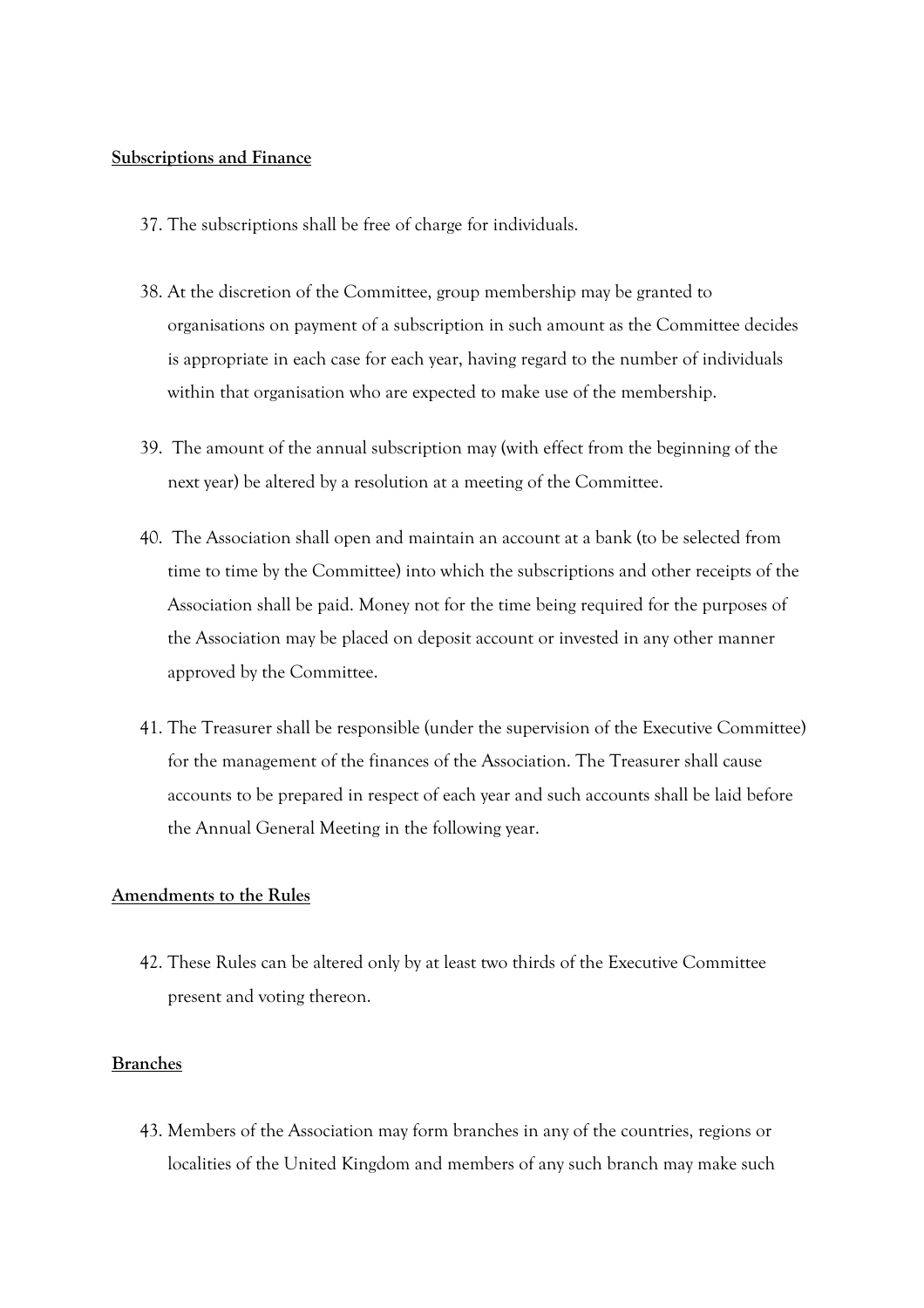**Subscriptions and Finance**

37. The subscriptions shall be free of charge for individuals.

38. At the discretion of the Committee, group membership may be granted to organisations on payment of a subscription in such amount as the Committee decides is appropriate in each case for each year, having regard to the number of individuals within that organisation who are expected to make use of the membership.

39. The amount of the annual subscription may (with effect from the beginning of the next year) be altered by a resolution at a meeting of the Committee.

40. The Association shall open and maintain an account at a bank (to be selected from time to time by the Committee) into which the subscriptions and other receipts of the Association shall be paid. Money not for the time being required for the purposes of the Association may be placed on deposit account or invested in any other manner approved by the Committee.

41. The Treasurer shall be responsible (under the supervision of the Executive Committee) for the management of the finances of the Association. The Treasurer shall cause accounts to be prepared in respect of each year and such accounts shall be laid before the Annual General Meeting in the following year.

**Amendments to the Rules**

42. These Rules can be altered only by at least two thirds of the Executive Committee present and voting thereon.

**Branches**

43. Members of the Association may form branches in any of the countries, regions or localities of the United Kingdom and members of any such branch may make such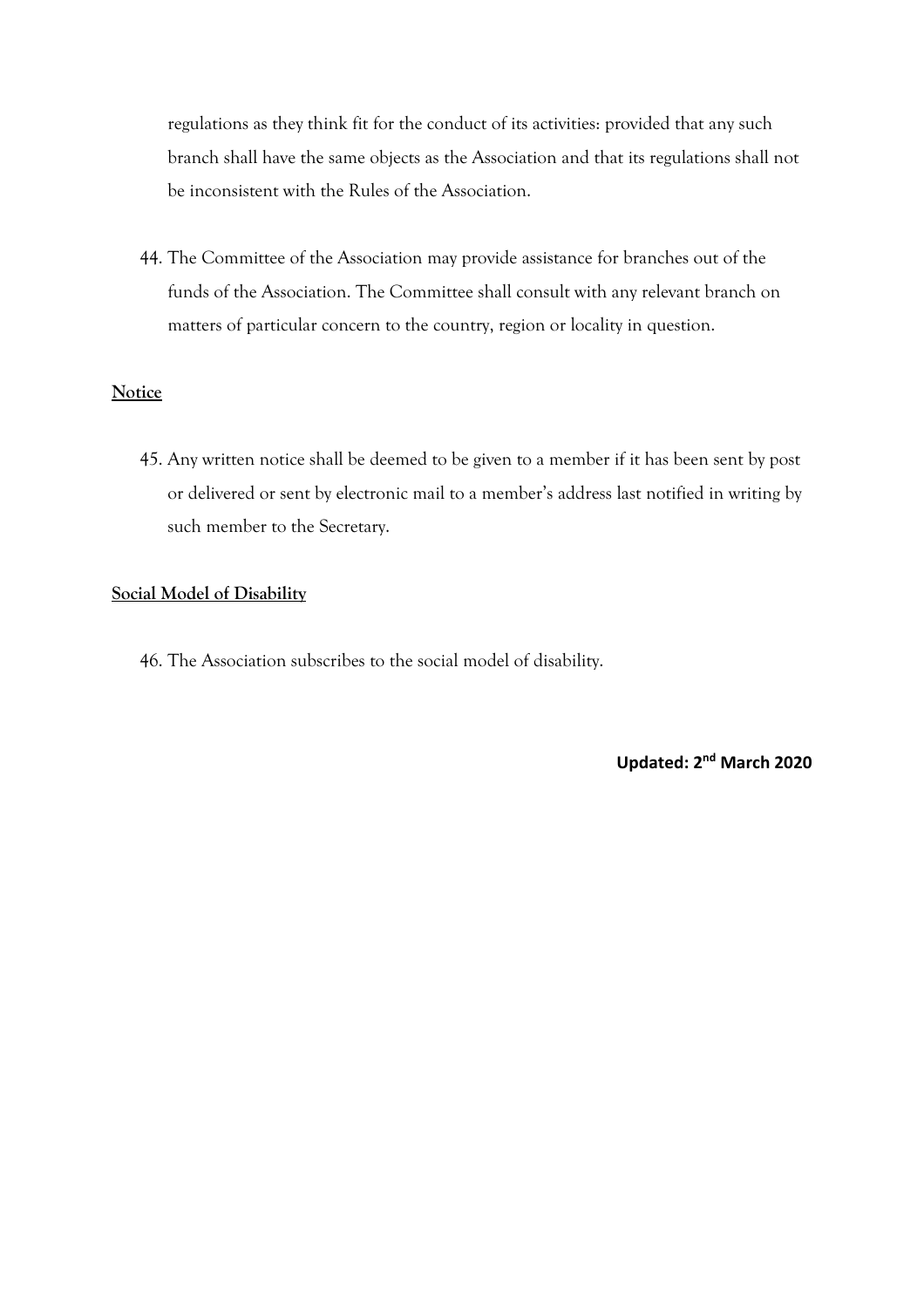regulations as they think fit for the conduct of its activities: provided that any such branch shall have the same objects as the Association and that its regulations shall not be inconsistent with the Rules of the Association.

44. The Committee of the Association may provide assistance for branches out of the funds of the Association. The Committee shall consult with any relevant branch on matters of particular concern to the country, region or locality in question.

**Notice**

45. Any written notice shall be deemed to be given to a member if it has been sent by post or delivered or sent by electronic mail to a member's address last notified in writing by such member to the Secretary.

**Social Model of Disability**

46. The Association subscribes to the social model of disability.

**Updated: 2nd March 2020**